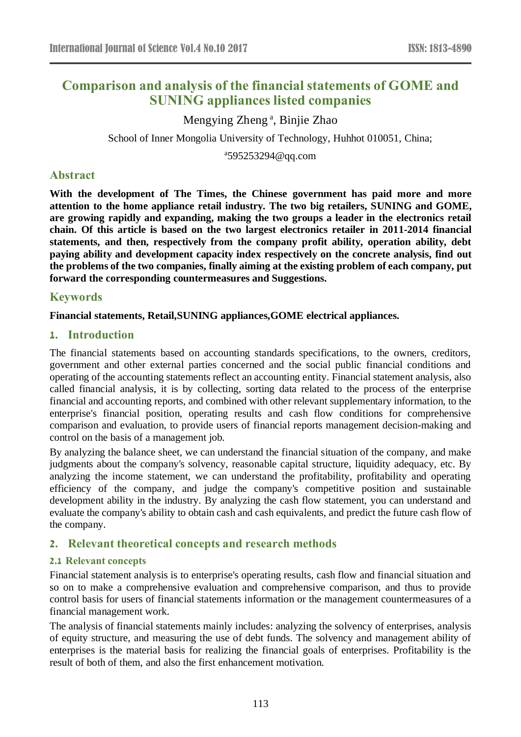# Comparison and analysis of the financial statements of GOME and SUNING appliances listed companies

Mengying Zheng [a], Binjie Zhao

School of Inner Mongolia University of Technology, Huhhot 010051, China;

[a]595253294@qq.com

## Abstract

**With the development of The Times, the Chinese government has paid more and more attention to the home appliance retail industry. The two big retailers, SUNING and GOME, are growing rapidly and expanding, making the two groups a leader in the electronics retail chain. Of this article is based on the two largest electronics retailer in 2011-2014 financial statements, and then, respectively from the company profit ability, operation ability, debt paying ability and development capacity index respectively on the concrete analysis, find out the problems of the two companies, finally aiming at the existing problem of each company, put forward the corresponding countermeasures and Suggestions.**

## Keywords

**Financial statements, Retail,SUNING appliances,GOME electrical appliances.**

## 1. Introduction

The financial statements based on accounting standards specifications, to the owners, creditors, government and other external parties concerned and the social public financial conditions and operating of the accounting statements reflect an accounting entity. Financial statement analysis, also called financial analysis, it is by collecting, sorting data related to the process of the enterprise financial and accounting reports, and combined with other relevant supplementary information, to the enterprise's financial position, operating results and cash flow conditions for comprehensive comparison and evaluation, to provide users of financial reports management decision-making and control on the basis of a management job.

By analyzing the balance sheet, we can understand the financial situation of the company, and make judgments about the company's solvency, reasonable capital structure, liquidity adequacy, etc. By analyzing the income statement, we can understand the profitability, profitability and operating efficiency of the company, and judge the company's competitive position and sustainable development ability in the industry. By analyzing the cash flow statement, you can understand and evaluate the company's ability to obtain cash and cash equivalents, and predict the future cash flow of the company.

## 2. Relevant theoretical concepts and research methods

### 2.1 Relevant concepts

Financial statement analysis is to enterprise's operating results, cash flow and financial situation and so on to make a comprehensive evaluation and comprehensive comparison, and thus to provide control basis for users of financial statements information or the management countermeasures of a financial management work.

The analysis of financial statements mainly includes: analyzing the solvency of enterprises, analysis of equity structure, and measuring the use of debt funds. The solvency and management ability of enterprises is the material basis for realizing the financial goals of enterprises. Profitability is the result of both of them, and also the first enhancement motivation.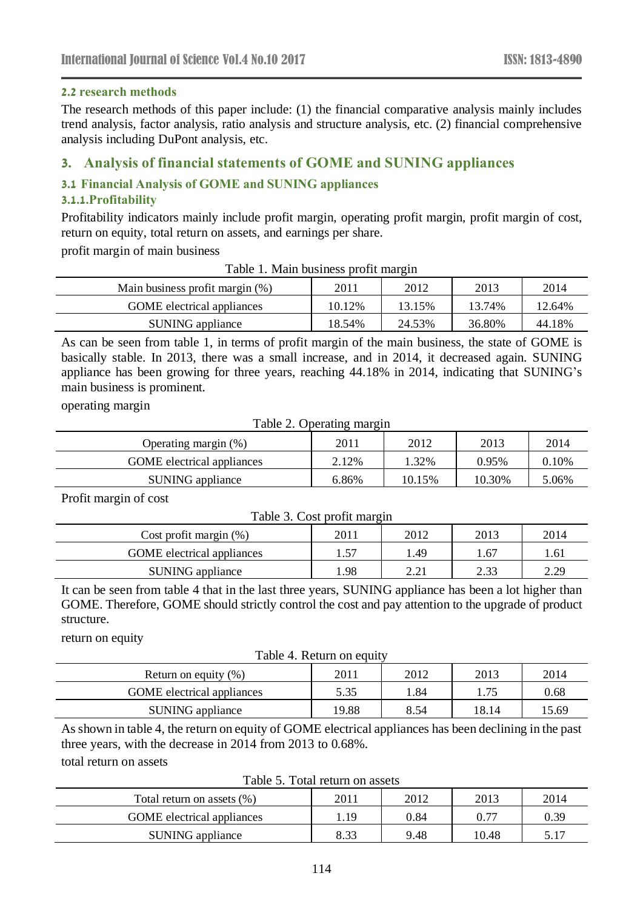### 2.2 research methods

The research methods of this paper include: (1) the financial comparative analysis mainly includes trend analysis, factor analysis, ratio analysis and structure analysis, etc. (2) financial comprehensive analysis including DuPont analysis, etc.

## 3. Analysis of financial statements of GOME and SUNING appliances

### 3.1 Financial Analysis of GOME and SUNING appliances

#### 3.1.1.Profitability

Profitability indicators mainly include profit margin, operating profit margin, profit margin of cost, return on equity, total return on assets, and earnings per share.

profit margin of main business

Table 1. Main business profit margin

| Main business profit margin (%) | 2011 | 2012 | 2013 | 2014 |
|---|---|---|---|---|
| GOME electrical appliances | 10.12% | 13.15% | 13.74% | 12.64% |
| SUNING appliance | 18.54% | 24.53% | 36.80% | 44.18% |

As can be seen from table 1, in terms of profit margin of the main business, the state of GOME is basically stable. In 2013, there was a small increase, and in 2014, it decreased again. SUNING appliance has been growing for three years, reaching 44.18% in 2014, indicating that SUNING's main business is prominent.

operating margin

Table 2. Operating margin

| Operating margin (%) | 2011 | 2012 | 2013 | 2014 |
|---|---|---|---|---|
| GOME electrical appliances | 2.12% | 1.32% | 0.95% | 0.10% |
| SUNING appliance | 6.86% | 10.15% | 10.30% | 5.06% |

Profit margin of cost

Table 3. Cost profit margin

| Cost profit margin (%) | 2011 | 2012 | 2013 | 2014 |
|---|---|---|---|---|
| GOME electrical appliances | 1.57 | 1.49 | 1.67 | 1.61 |
| SUNING appliance | 1.98 | 2.21 | 2.33 | 2.29 |

It can be seen from table 4 that in the last three years, SUNING appliance has been a lot higher than GOME. Therefore, GOME should strictly control the cost and pay attention to the upgrade of product structure.

return on equity

Table 4. Return on equity

| Return on equity (%) | 2011 | 2012 | 2013 | 2014 |
|---|---|---|---|---|
| GOME electrical appliances | 5.35 | 1.84 | 1.75 | 0.68 |
| SUNING appliance | 19.88 | 8.54 | 18.14 | 15.69 |

As shown in table 4, the return on equity of GOME electrical appliances has been declining in the past three years, with the decrease in 2014 from 2013 to 0.68%.

total return on assets

Table 5. Total return on assets

| Total return on assets (%) | 2011 | 2012 | 2013 | 2014 |
|---|---|---|---|---|
| GOME electrical appliances | 1.19 | 0.84 | 0.77 | 0.39 |
| SUNING appliance | 8.33 | 9.48 | 10.48 | 5.17 |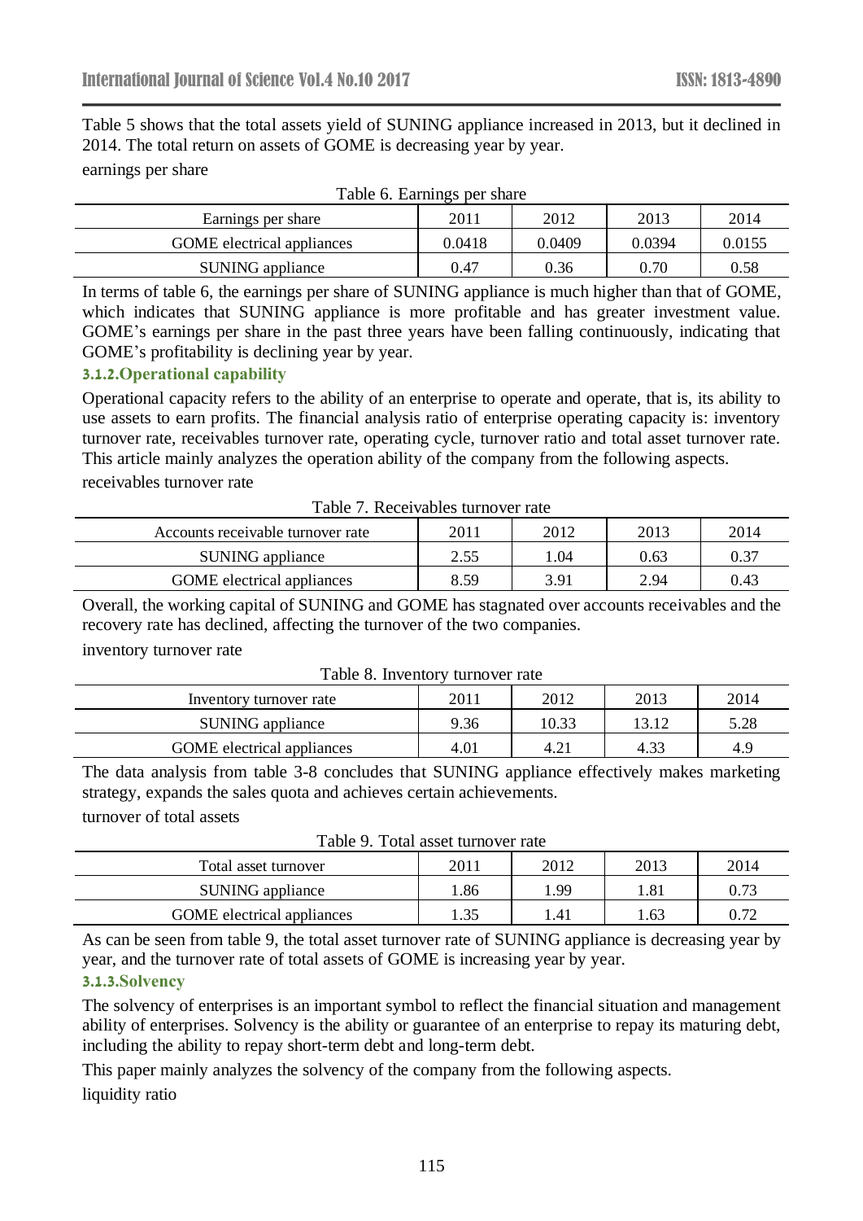Table 5 shows that the total assets yield of SUNING appliance increased in 2013, but it declined in 2014. The total return on assets of GOME is decreasing year by year.

earnings per share

Table 6. Earnings per share

| Earnings per share | 2011 | 2012 | 2013 | 2014 |
|---|---|---|---|---|
| GOME electrical appliances | 0.0418 | 0.0409 | 0.0394 | 0.0155 |
| SUNING appliance | 0.47 | 0.36 | 0.70 | 0.58 |

In terms of table 6, the earnings per share of SUNING appliance is much higher than that of GOME, which indicates that SUNING appliance is more profitable and has greater investment value. GOME's earnings per share in the past three years have been falling continuously, indicating that GOME's profitability is declining year by year.

### 3.1.2.Operational capability

Operational capacity refers to the ability of an enterprise to operate and operate, that is, its ability to use assets to earn profits. The financial analysis ratio of enterprise operating capacity is: inventory turnover rate, receivables turnover rate, operating cycle, turnover ratio and total asset turnover rate. This article mainly analyzes the operation ability of the company from the following aspects.

receivables turnover rate

Table 7. Receivables turnover rate

| Accounts receivable turnover rate | 2011 | 2012 | 2013 | 2014 |
|---|---|---|---|---|
| SUNING appliance | 2.55 | 1.04 | 0.63 | 0.37 |
| GOME electrical appliances | 8.59 | 3.91 | 2.94 | 0.43 |

Overall, the working capital of SUNING and GOME has stagnated over accounts receivables and the recovery rate has declined, affecting the turnover of the two companies.

inventory turnover rate

Table 8. Inventory turnover rate

| Inventory turnover rate | 2011 | 2012 | 2013 | 2014 |
|---|---|---|---|---|
| SUNING appliance | 9.36 | 10.33 | 13.12 | 5.28 |
| GOME electrical appliances | 4.01 | 4.21 | 4.33 | 4.9 |

The data analysis from table 3-8 concludes that SUNING appliance effectively makes marketing strategy, expands the sales quota and achieves certain achievements.

turnover of total assets

Table 9. Total asset turnover rate

| Total asset turnover | 2011 | 2012 | 2013 | 2014 |
|---|---|---|---|---|
| SUNING appliance | 1.86 | 1.99 | 1.81 | 0.73 |
| GOME electrical appliances | 1.35 | 1.41 | 1.63 | 0.72 |

As can be seen from table 9, the total asset turnover rate of SUNING appliance is decreasing year by year, and the turnover rate of total assets of GOME is increasing year by year.

### 3.1.3.Solvency

The solvency of enterprises is an important symbol to reflect the financial situation and management ability of enterprises. Solvency is the ability or guarantee of an enterprise to repay its maturing debt, including the ability to repay short-term debt and long-term debt.

This paper mainly analyzes the solvency of the company from the following aspects.

liquidity ratio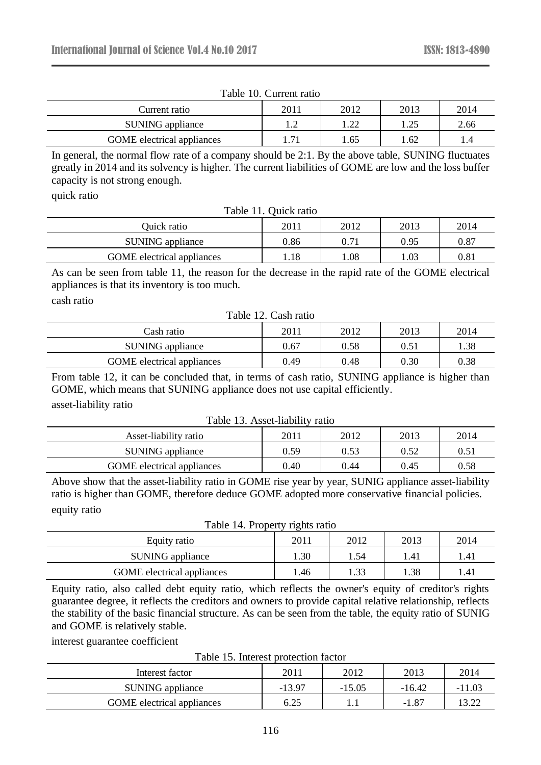Table 10. Current ratio

| Current ratio | 2011 | 2012 | 2013 | 2014 |
|---|---|---|---|---|
| SUNING appliance | 1.2 | 1.22 | 1.25 | 2.66 |
| GOME electrical appliances | 1.71 | 1.65 | 1.62 | 1.4 |

In general, the normal flow rate of a company should be 2:1. By the above table, SUNING fluctuates greatly in 2014 and its solvency is higher. The current liabilities of GOME are low and the loss buffer capacity is not strong enough.

quick ratio

Table 11. Quick ratio

| Quick ratio | 2011 | 2012 | 2013 | 2014 |
|---|---|---|---|---|
| SUNING appliance | 0.86 | 0.71 | 0.95 | 0.87 |
| GOME electrical appliances | 1.18 | 1.08 | 1.03 | 0.81 |

As can be seen from table 11, the reason for the decrease in the rapid rate of the GOME electrical appliances is that its inventory is too much.

cash ratio

Table 12. Cash ratio

| Cash ratio | 2011 | 2012 | 2013 | 2014 |
|---|---|---|---|---|
| SUNING appliance | 0.67 | 0.58 | 0.51 | 1.38 |
| GOME electrical appliances | 0.49 | 0.48 | 0.30 | 0.38 |

From table 12, it can be concluded that, in terms of cash ratio, SUNING appliance is higher than GOME, which means that SUNING appliance does not use capital efficiently.

asset-liability ratio

Table 13. Asset-liability ratio

| Asset-liability ratio | 2011 | 2012 | 2013 | 2014 |
|---|---|---|---|---|
| SUNING appliance | 0.59 | 0.53 | 0.52 | 0.51 |
| GOME electrical appliances | 0.40 | 0.44 | 0.45 | 0.58 |

Above show that the asset-liability ratio in GOME rise year by year, SUNIG appliance asset-liability ratio is higher than GOME, therefore deduce GOME adopted more conservative financial policies.

equity ratio

Table 14. Property rights ratio

| Equity ratio | 2011 | 2012 | 2013 | 2014 |
|---|---|---|---|---|
| SUNING appliance | 1.30 | 1.54 | 1.41 | 1.41 |
| GOME electrical appliances | 1.46 | 1.33 | 1.38 | 1.41 |

Equity ratio, also called debt equity ratio, which reflects the owner's equity of creditor's rights guarantee degree, it reflects the creditors and owners to provide capital relative relationship, reflects the stability of the basic financial structure. As can be seen from the table, the equity ratio of SUNIG and GOME is relatively stable.

interest guarantee coefficient

Table 15. Interest protection factor

| Interest factor | 2011 | 2012 | 2013 | 2014 |
|---|---|---|---|---|
| SUNING appliance | -13.97 | -15.05 | -16.42 | -11.03 |
| GOME electrical appliances | 6.25 | 1.1 | -1.87 | 13.22 |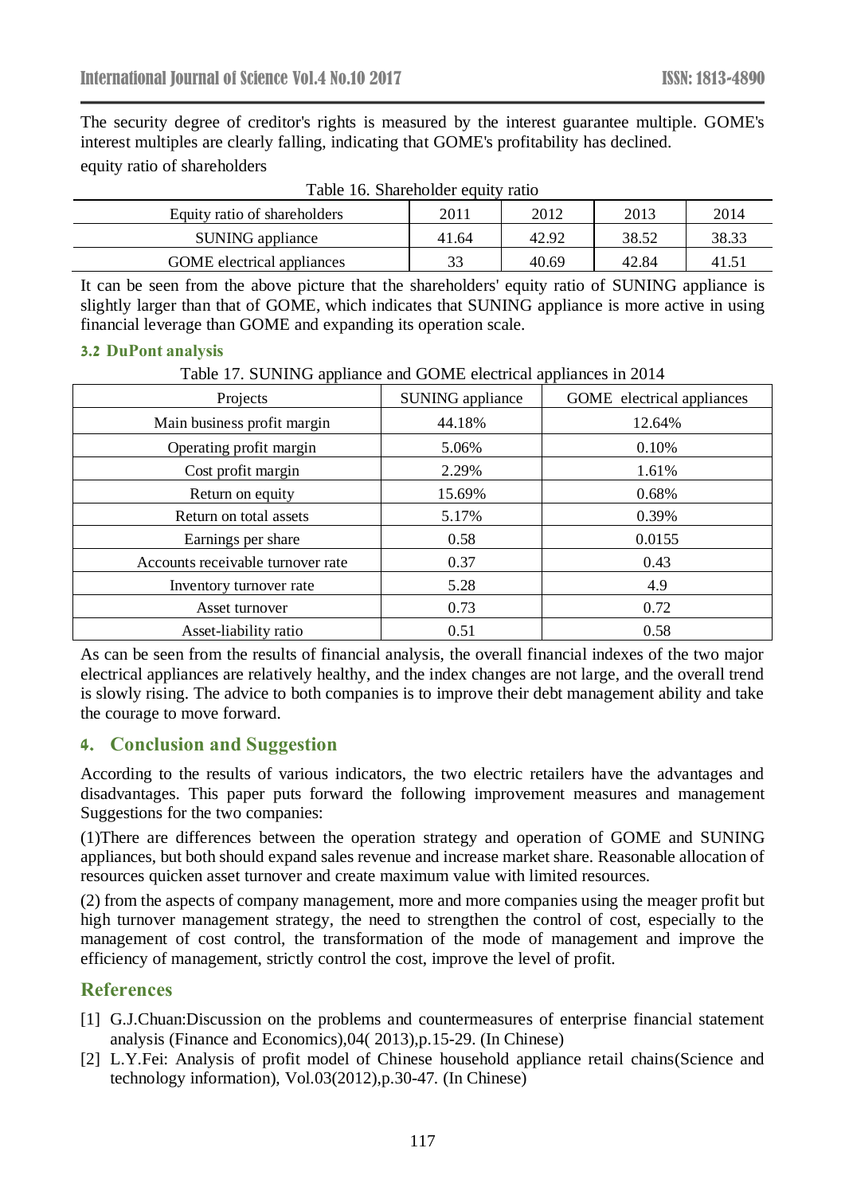The security degree of creditor's rights is measured by the interest guarantee multiple. GOME's interest multiples are clearly falling, indicating that GOME's profitability has declined.

equity ratio of shareholders

Table 16. Shareholder equity ratio

| Equity ratio of shareholders | 2011 | 2012 | 2013 | 2014 |
|---|---|---|---|---|
| SUNING appliance | 41.64 | 42.92 | 38.52 | 38.33 |
| GOME electrical appliances | 33 | 40.69 | 42.84 | 41.51 |

It can be seen from the above picture that the shareholders' equity ratio of SUNING appliance is slightly larger than that of GOME, which indicates that SUNING appliance is more active in using financial leverage than GOME and expanding its operation scale.

### 3.2 DuPont analysis

Table 17. SUNING appliance and GOME electrical appliances in 2014

| Projects | SUNING appliance | GOME electrical appliances |
|---|---|---|
| Main business profit margin | 44.18% | 12.64% |
| Operating profit margin | 5.06% | 0.10% |
| Cost profit margin | 2.29% | 1.61% |
| Return on equity | 15.69% | 0.68% |
| Return on total assets | 5.17% | 0.39% |
| Earnings per share | 0.58 | 0.0155 |
| Accounts receivable turnover rate | 0.37 | 0.43 |
| Inventory turnover rate | 5.28 | 4.9 |
| Asset turnover | 0.73 | 0.72 |
| Asset-liability ratio | 0.51 | 0.58 |

As can be seen from the results of financial analysis, the overall financial indexes of the two major electrical appliances are relatively healthy, and the index changes are not large, and the overall trend is slowly rising. The advice to both companies is to improve their debt management ability and take the courage to move forward.

## 4. Conclusion and Suggestion

According to the results of various indicators, the two electric retailers have the advantages and disadvantages. This paper puts forward the following improvement measures and management Suggestions for the two companies:

(1)There are differences between the operation strategy and operation of GOME and SUNING appliances, but both should expand sales revenue and increase market share. Reasonable allocation of resources quicken asset turnover and create maximum value with limited resources.

(2) from the aspects of company management, more and more companies using the meager profit but high turnover management strategy, the need to strengthen the control of cost, especially to the management of cost control, the transformation of the mode of management and improve the efficiency of management, strictly control the cost, improve the level of profit.

## References

[1] G.J.Chuan:Discussion on the problems and countermeasures of enterprise financial statement analysis (Finance and Economics),04( 2013),p.15-29. (In Chinese)

[2] L.Y.Fei: Analysis of profit model of Chinese household appliance retail chains(Science and technology information), Vol.03(2012),p.30-47. (In Chinese)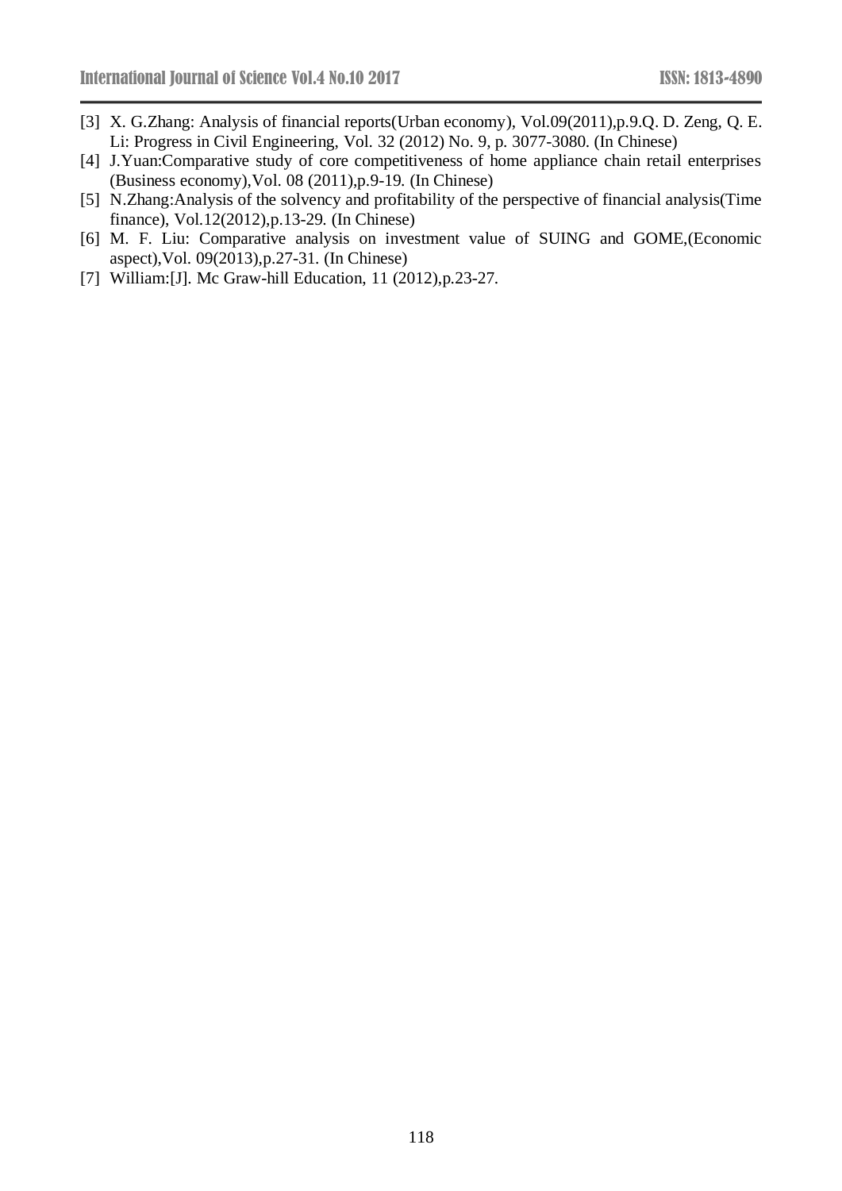[3] X. G.Zhang: Analysis of financial reports(Urban economy), Vol.09(2011),p.9.Q. D. Zeng, Q. E. Li: Progress in Civil Engineering, Vol. 32 (2012) No. 9, p. 3077-3080. (In Chinese)

[4] J.Yuan:Comparative study of core competitiveness of home appliance chain retail enterprises (Business economy),Vol. 08 (2011),p.9-19. (In Chinese)

[5] N.Zhang:Analysis of the solvency and profitability of the perspective of financial analysis(Time finance), Vol.12(2012),p.13-29. (In Chinese)

[6] M. F. Liu: Comparative analysis on investment value of SUING and GOME,(Economic aspect),Vol. 09(2013),p.27-31. (In Chinese)

[7] William:[J]. Mc Graw-hill Education, 11 (2012),p.23-27.